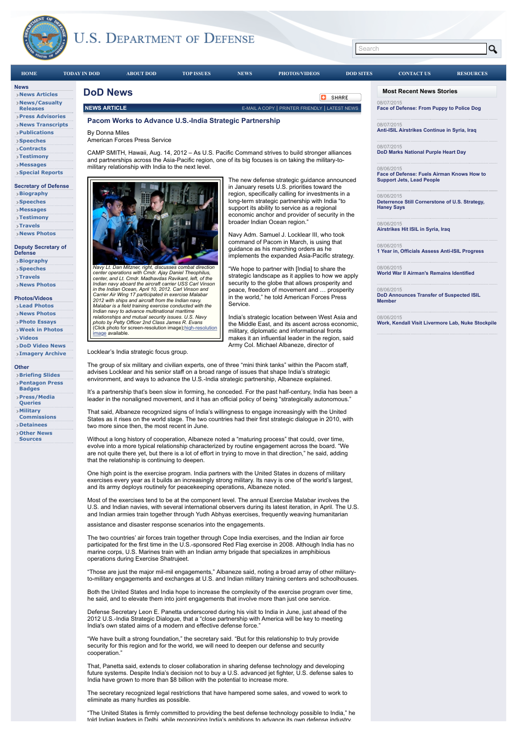# DoD News

NEWS ARTICLE

## Pacom Works to Advance U.S.-India Strategic Partnership

By Donna Miles
American Forces Press Service

CAMP SMITH, Hawaii, Aug. 14, 2012 – As U.S. Pacific Command strives to build stronger alliances and partnerships across the Asia-Pacific region, one of its big focuses is on taking the military-to-military relationship with India to the next level.

*Navy Lt. Dan Mitzner, right, discusses combat direction center operations with Cmdr. Ajay Daniel Theophilus, center, and Lt. Cmdr. Madhavdas Ravikant, left, of the Indian navy aboard the aircraft carrier USS Carl Vinson in the Indian Ocean, April 10, 2012. Carl Vinson and Carrier Air Wing 17 participated in exercise Malabar 2012 with ships and aircraft from the Indian navy. Malabar is a field training exercise conducted with the Indian navy to advance multinational maritime relationships and mutual security issues. U.S. Navy photo by Petty Officer 2nd Class James R. Evans* (Click photo for screen-resolution image);high-resolution image available.

The new defense strategic guidance announced in January resets U.S. priorities toward the region, specifically calling for investments in a long-term strategic partnership with India "to support its ability to serve as a regional economic anchor and provider of security in the broader Indian Ocean region."

Navy Adm. Samuel J. Locklear III, who took command of Pacom in March, is using that guidance as his marching orders as he implements the expanded Asia-Pacific strategy.

"We hope to partner with [India] to share the strategic landscape as it applies to how we apply security to the globe that allows prosperity and peace, freedom of movement and … prosperity in the world," he told American Forces Press Service.

India's strategic location between West Asia and the Middle East, and its ascent across economic, military, diplomatic and informational fronts makes it an influential leader in the region, said Army Col. Michael Albaneze, director of Locklear's India strategic focus group.

The group of six military and civilian experts, one of three "mini think tanks" within the Pacom staff, advises Locklear and his senior staff on a broad range of issues that shape India's strategic environment, and ways to advance the U.S.-India strategic partnership, Albaneze explained.

It's a partnership that's been slow in forming, he conceded. For the past half-century, India has been a leader in the nonaligned movement, and it has an official policy of being "strategically autonomous."

That said, Albaneze recognized signs of India's willingness to engage increasingly with the United States as it rises on the world stage. The two countries had their first strategic dialogue in 2010, with two more since then, the most recent in June.

Without a long history of cooperation, Albaneze noted a "maturing process" that could, over time, evolve into a more typical relationship characterized by routine engagement across the board. "We are not quite there yet, but there is a lot of effort in trying to move in that direction," he said, adding that the relationship is continuing to deepen.

One high point is the exercise program. India partners with the United States in dozens of military exercises every year as it builds an increasingly strong military. Its navy is one of the world's largest, and its army deploys routinely for peacekeeping operations, Albaneze noted.

Most of the exercises tend to be at the component level. The annual Exercise Malabar involves the U.S. and Indian navies, with several international observers during its latest iteration, in April. The U.S. and Indian armies train together through Yudh Abhyas exercises, frequently weaving humanitarian assistance and disaster response scenarios into the engagements.

The two countries' air forces train together through Cope India exercises, and the Indian air force participated for the first time in the U.S.-sponsored Red Flag exercise in 2008. Although India has no marine corps, U.S. Marines train with an Indian army brigade that specializes in amphibious operations during Exercise Shatrujeet.

"Those are just the major mil-mil engagements," Albaneze said, noting a broad array of other military-to-military engagements and exchanges at U.S. and Indian military training centers and schoolhouses.

Both the United States and India hope to increase the complexity of the exercise program over time, he said, and to elevate them into joint engagements that involve more than just one service.

Defense Secretary Leon E. Panetta underscored during his visit to India in June, just ahead of the 2012 U.S.-India Strategic Dialogue, that a "close partnership with America will be key to meeting India's own stated aims of a modern and effective defense force."

"We have built a strong foundation," the secretary said. "But for this relationship to truly provide security for this region and for the world, we will need to deepen our defense and security cooperation."

That, Panetta said, extends to closer collaboration in sharing defense technology and developing future systems. Despite India's decision not to buy a U.S. advanced jet fighter, U.S. defense sales to India have grown to more than $8 billion with the potential to increase more.

The secretary recognized legal restrictions that have hampered some sales, and vowed to work to eliminate as many hurdles as possible.

"The United States is firmly committed to providing the best defense technology possible to India," he told Indian leaders in Delhi, while recognizing India's ambitions to advance its own defense industry.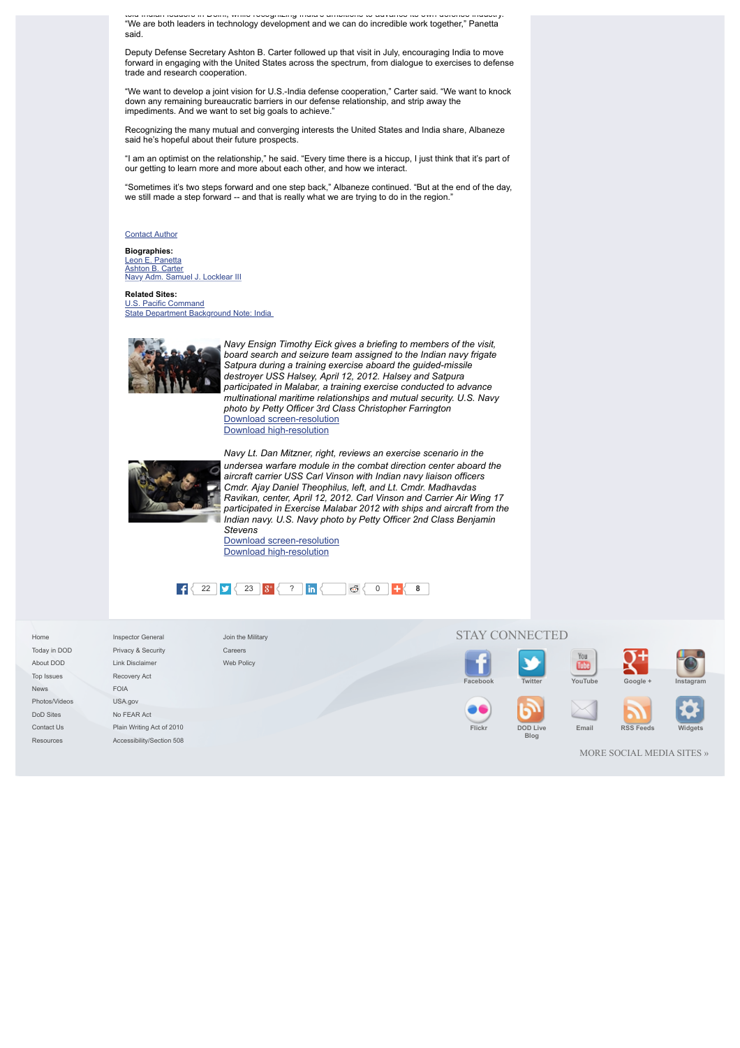"We are both leaders in technology development and we can do incredible work together," Panetta said.

Deputy Defense Secretary Ashton B. Carter followed up that visit in July, encouraging India to move forward in engaging with the United States across the spectrum, from dialogue to exercises to defense trade and research cooperation.

"We want to develop a joint vision for U.S.-India defense cooperation," Carter said. "We want to knock down any remaining bureaucratic barriers in our defense relationship, and strip away the impediments. And we want to set big goals to achieve."

Recognizing the many mutual and converging interests the United States and India share, Albaneze said he's hopeful about their future prospects.

"I am an optimist on the relationship," he said. "Every time there is a hiccup, I just think that it's part of our getting to learn more and more about each other, and how we interact.

"Sometimes it's two steps forward and one step back," Albaneze continued. "But at the end of the day, we still made a step forward -- and that is really what we are trying to do in the region."

Contact Author

**Biographies:**
Leon E. Panetta
Ashton B. Carter
Navy Adm. Samuel J. Locklear III

**Related Sites:**
U.S. Pacific Command
State Department Background Note: India

*Navy Ensign Timothy Eick gives a briefing to members of the visit, board search and seizure team assigned to the Indian navy frigate Satpura during a training exercise aboard the guided-missile destroyer USS Halsey, April 12, 2012. Halsey and Satpura participated in Malabar, a training exercise conducted to advance multinational maritime relationships and mutual security. U.S. Navy photo by Petty Officer 3rd Class Christopher Farrington*
Download screen-resolution
Download high-resolution

*Navy Lt. Dan Mitzner, right, reviews an exercise scenario in the undersea warfare module in the combat direction center aboard the aircraft carrier USS Carl Vinson with Indian navy liaison officers Cmdr. Ajay Daniel Theophilus, left, and Lt. Cmdr. Madhavdas Ravikan, center, April 12, 2012. Carl Vinson and Carrier Air Wing 17 participated in Exercise Malabar 2012 with ships and aircraft from the Indian navy. U.S. Navy photo by Petty Officer 2nd Class Benjamin Stevens*
Download screen-resolution
Download high-resolution

22 23 ? 0 8

Home
Today in DOD
About DOD
Top Issues
News
Photos/Videos
DoD Sites
Contact Us
Resources

Inspector General
Privacy & Security
Link Disclaimer
Recovery Act
FOIA
USA.gov
No FEAR Act
Plain Writing Act of 2010
Accessibility/Section 508

Join the Military
Careers
Web Policy

STAY CONNECTED

Facebook Twitter YouTube Google + Instagram
Flickr DOD Live Blog Email RSS Feeds Widgets

MORE SOCIAL MEDIA SITES »